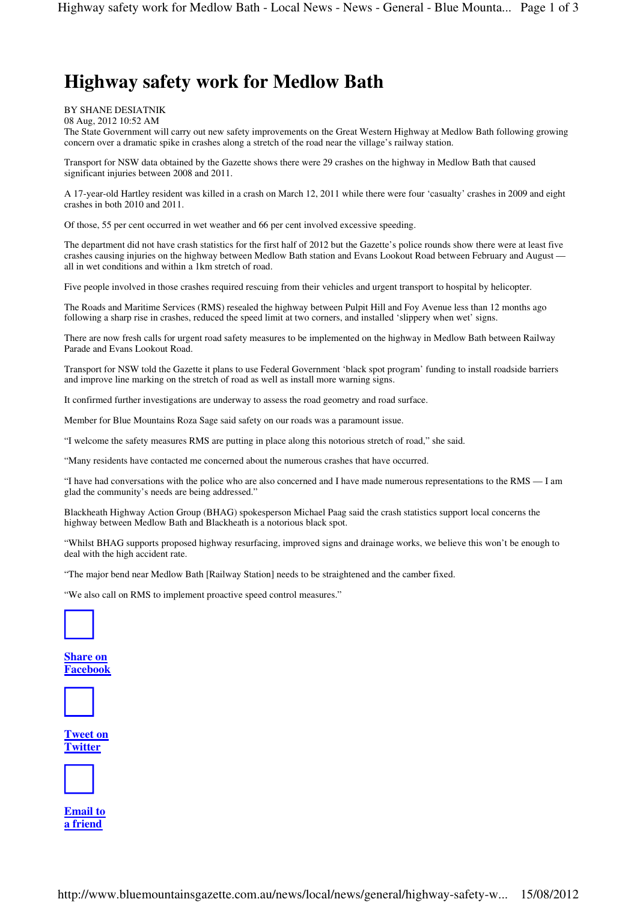# Highway safety work for Medlow Bath

BY SHANE DESIATNIK
08 Aug, 2012 10:52 AM

The State Government will carry out new safety improvements on the Great Western Highway at Medlow Bath following growing concern over a dramatic spike in crashes along a stretch of the road near the village's railway station.

Transport for NSW data obtained by the Gazette shows there were 29 crashes on the highway in Medlow Bath that caused significant injuries between 2008 and 2011.

A 17-year-old Hartley resident was killed in a crash on March 12, 2011 while there were four 'casualty' crashes in 2009 and eight crashes in both 2010 and 2011.

Of those, 55 per cent occurred in wet weather and 66 per cent involved excessive speeding.

The department did not have crash statistics for the first half of 2012 but the Gazette's police rounds show there were at least five crashes causing injuries on the highway between Medlow Bath station and Evans Lookout Road between February and August — all in wet conditions and within a 1km stretch of road.

Five people involved in those crashes required rescuing from their vehicles and urgent transport to hospital by helicopter.

The Roads and Maritime Services (RMS) resealed the highway between Pulpit Hill and Foy Avenue less than 12 months ago following a sharp rise in crashes, reduced the speed limit at two corners, and installed 'slippery when wet' signs.

There are now fresh calls for urgent road safety measures to be implemented on the highway in Medlow Bath between Railway Parade and Evans Lookout Road.

Transport for NSW told the Gazette it plans to use Federal Government 'black spot program' funding to install roadside barriers and improve line marking on the stretch of road as well as install more warning signs.

It confirmed further investigations are underway to assess the road geometry and road surface.

Member for Blue Mountains Roza Sage said safety on our roads was a paramount issue.

"I welcome the safety measures RMS are putting in place along this notorious stretch of road," she said.

"Many residents have contacted me concerned about the numerous crashes that have occurred.

"I have had conversations with the police who are also concerned and I have made numerous representations to the RMS — I am glad the community's needs are being addressed."

Blackheath Highway Action Group (BHAG) spokesperson Michael Paag said the crash statistics support local concerns the highway between Medlow Bath and Blackheath is a notorious black spot.

"Whilst BHAG supports proposed highway resurfacing, improved signs and drainage works, we believe this won't be enough to deal with the high accident rate.

"The major bend near Medlow Bath [Railway Station] needs to be straightened and the camber fixed.

"We also call on RMS to implement proactive speed control measures."

Share on Facebook

Tweet on Twitter

Email to a friend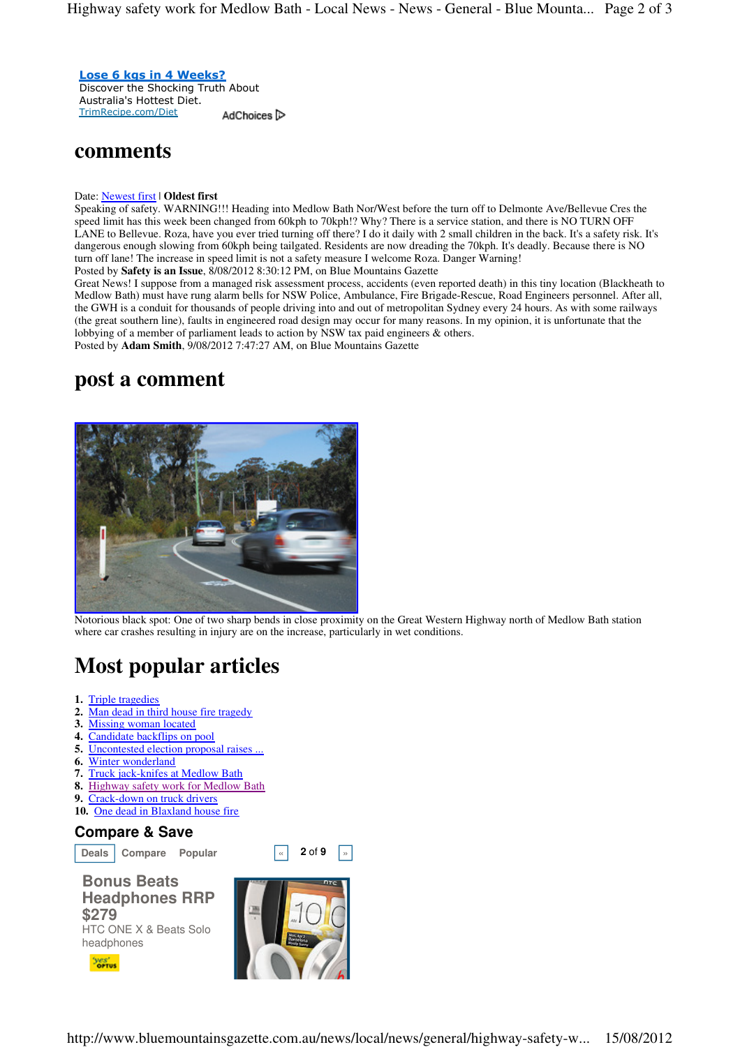**Lose 6 kgs in 4 Weeks?**
Discover the Shocking Truth About Australia's Hottest Diet.
TrimRecipe.com/Diet

AdChoices

# comments

Date: Newest first | **Oldest first**

Speaking of safety. WARNING!!! Heading into Medlow Bath Nor/West before the turn off to Delmonte Ave/Bellevue Cres the speed limit has this week been changed from 60kph to 70kph!? Why? There is a service station, and there is NO TURN OFF LANE to Bellevue. Roza, have you ever tried turning off there? I do it daily with 2 small children in the back. It's a safety risk. It's dangerous enough slowing from 60kph being tailgated. Residents are now dreading the 70kph. It's deadly. Because there is NO turn off lane! The increase in speed limit is not a safety measure I welcome Roza. Danger Warning!

Posted by **Safety is an Issue**, 8/08/2012 8:30:12 PM, on Blue Mountains Gazette

Great News! I suppose from a managed risk assessment process, accidents (even reported death) in this tiny location (Blackheath to Medlow Bath) must have rung alarm bells for NSW Police, Ambulance, Fire Brigade-Rescue, Road Engineers personnel. After all, the GWH is a conduit for thousands of people driving into and out of metropolitan Sydney every 24 hours. As with some railways (the great southern line), faults in engineered road design may occur for many reasons. In my opinion, it is unfortunate that the lobbying of a member of parliament leads to action by NSW tax paid engineers & others.

Posted by **Adam Smith**, 9/08/2012 7:47:27 AM, on Blue Mountains Gazette

# post a comment

Notorious black spot: One of two sharp bends in close proximity on the Great Western Highway north of Medlow Bath station where car crashes resulting in injury are on the increase, particularly in wet conditions.

# Most popular articles

1. Triple tragedies
2. Man dead in third house fire tragedy
3. Missing woman located
4. Candidate backflips on pool
5. Uncontested election proposal raises ...
6. Winter wonderland
7. Truck jack-knifes at Medlow Bath
8. Highway safety work for Medlow Bath
9. Crack-down on truck drivers
10. One dead in Blaxland house fire

## Compare & Save

Deals | Compare | Popular    « 2 of 9 »

**Bonus Beats Headphones RRP $279**
HTC ONE X & Beats Solo headphones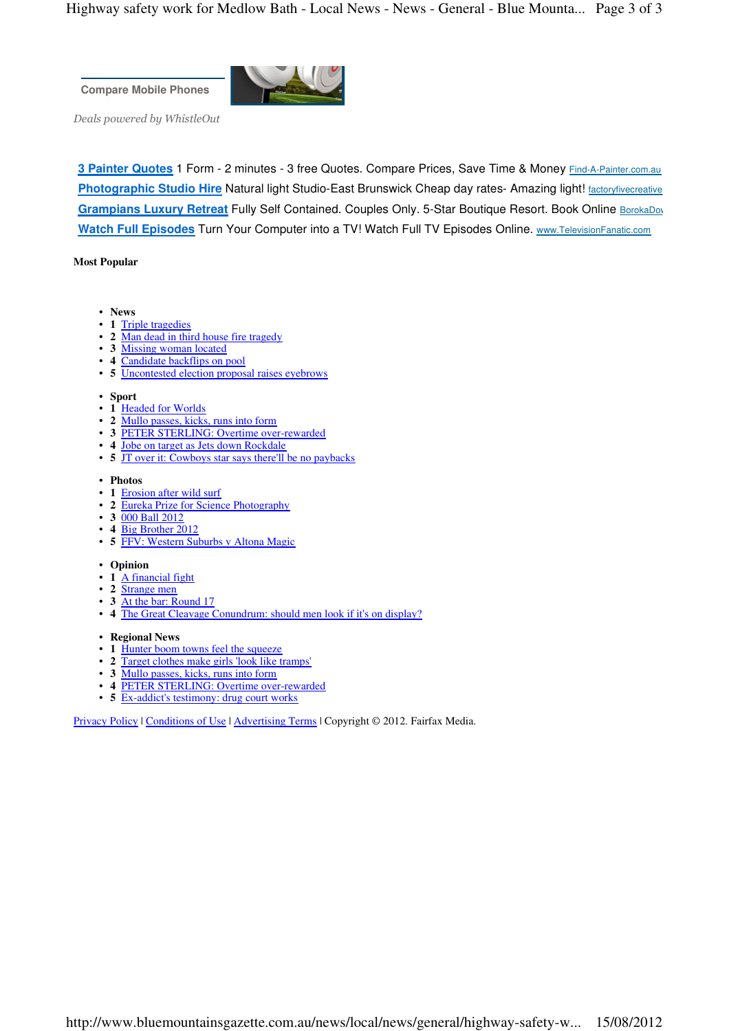Compare Mobile Phones

*Deals powered by WhistleOut*

**3 Painter Quotes** 1 Form - 2 minutes - 3 free Quotes. Compare Prices, Save Time & Money Find-A-Painter.com.au

**Photographic Studio Hire** Natural light Studio-East Brunswick Cheap day rates- Amazing light! factoryfivecreative

**Grampians Luxury Retreat** Fully Self Contained. Couples Only. 5-Star Boutique Resort. Book Online BorokaDo\

**Watch Full Episodes** Turn Your Computer into a TV! Watch Full TV Episodes Online. www.TelevisionFanatic.com

**Most Popular**

- **News**
- **1** Triple tragedies
- **2** Man dead in third house fire tragedy
- **3** Missing woman located
- **4** Candidate backflips on pool
- **5** Uncontested election proposal raises eyebrows

- **Sport**
- **1** Headed for Worlds
- **2** Mullo passes, kicks, runs into form
- **3** PETER STERLING: Overtime over-rewarded
- **4** Jobe on target as Jets down Rockdale
- **5** JT over it: Cowboys star says there'll be no paybacks

- **Photos**
- **1** Erosion after wild surf
- **2** Eureka Prize for Science Photography
- **3** 000 Ball 2012
- **4** Big Brother 2012
- **5** FFV: Western Suburbs v Altona Magic

- **Opinion**
- **1** A financial fight
- **2** Strange men
- **3** At the bar: Round 17
- **4** The Great Cleavage Conundrum: should men look if it's on display?

- **Regional News**
- **1** Hunter boom towns feel the squeeze
- **2** Target clothes make girls 'look like tramps'
- **3** Mullo passes, kicks, runs into form
- **4** PETER STERLING: Overtime over-rewarded
- **5** Ex-addict's testimony: drug court works

Privacy Policy | Conditions of Use | Advertising Terms | Copyright © 2012. Fairfax Media.